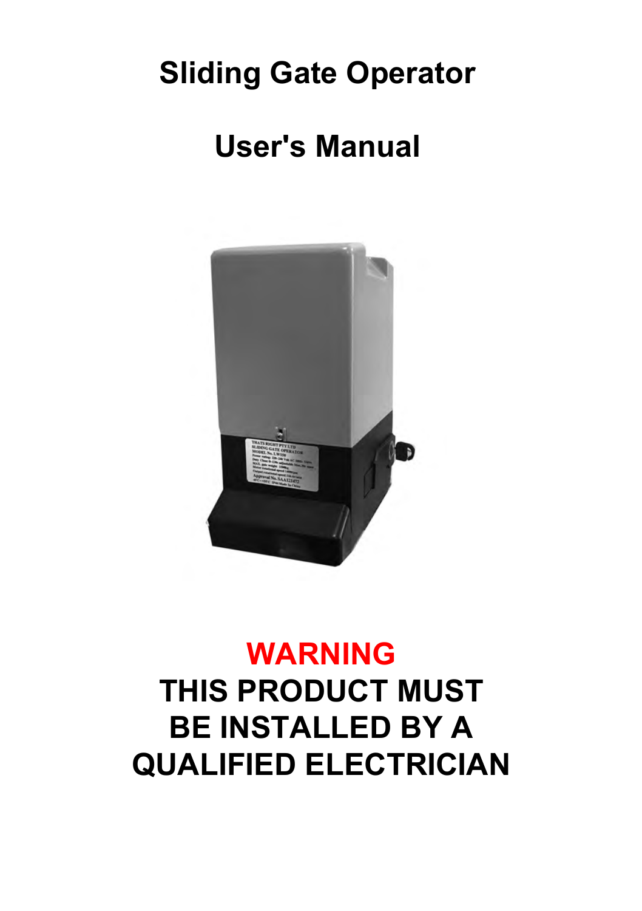# Sliding Gate Operator

# User's Manual

**WARNING**

**THIS PRODUCT MUST BE INSTALLED BY A QUALIFIED ELECTRICIAN**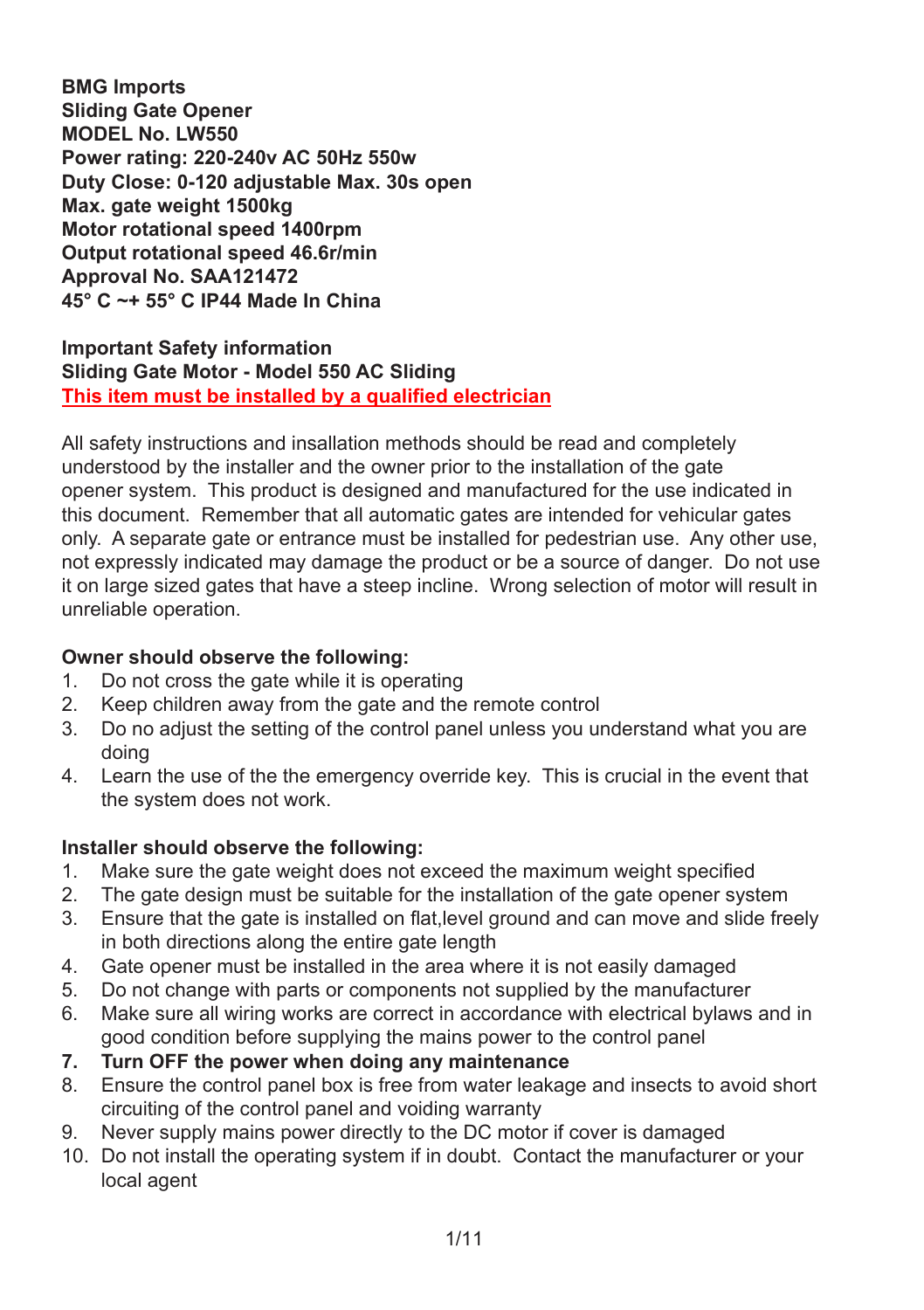**BMG Imports**
**Sliding Gate Opener**
**MODEL No. LW550**
**Power rating: 220-240v AC 50Hz 550w**
**Duty Close: 0-120 adjustable Max. 30s open**
**Max. gate weight 1500kg**
**Motor rotational speed 1400rpm**
**Output rotational speed 46.6r/min**
**Approval No. SAA121472**
**45° C ~+ 55° C IP44 Made In China**

**Important Safety information**
**Sliding Gate Motor - Model 550 AC Sliding**
**This item must be installed by a qualified electrician**

All safety instructions and insallation methods should be read and completely understood by the installer and the owner prior to the installation of the gate opener system. This product is designed and manufactured for the use indicated in this document. Remember that all automatic gates are intended for vehicular gates only. A separate gate or entrance must be installed for pedestrian use. Any other use, not expressly indicated may damage the product or be a source of danger. Do not use it on large sized gates that have a steep incline. Wrong selection of motor will result in unreliable operation.

**Owner should observe the following:**

1. Do not cross the gate while it is operating
2. Keep children away from the gate and the remote control
3. Do no adjust the setting of the control panel unless you understand what you are doing
4. Learn the use of the the emergency override key. This is crucial in the event that the system does not work.

**Installer should observe the following:**

1. Make sure the gate weight does not exceed the maximum weight specified
2. The gate design must be suitable for the installation of the gate opener system
3. Ensure that the gate is installed on flat,level ground and can move and slide freely in both directions along the entire gate length
4. Gate opener must be installed in the area where it is not easily damaged
5. Do not change with parts or components not supplied by the manufacturer
6. Make sure all wiring works are correct in accordance with electrical bylaws and in good condition before supplying the mains power to the control panel
7. **Turn OFF the power when doing any maintenance**
8. Ensure the control panel box is free from water leakage and insects to avoid short circuiting of the control panel and voiding warranty
9. Never supply mains power directly to the DC motor if cover is damaged
10. Do not install the operating system if in doubt. Contact the manufacturer or your local agent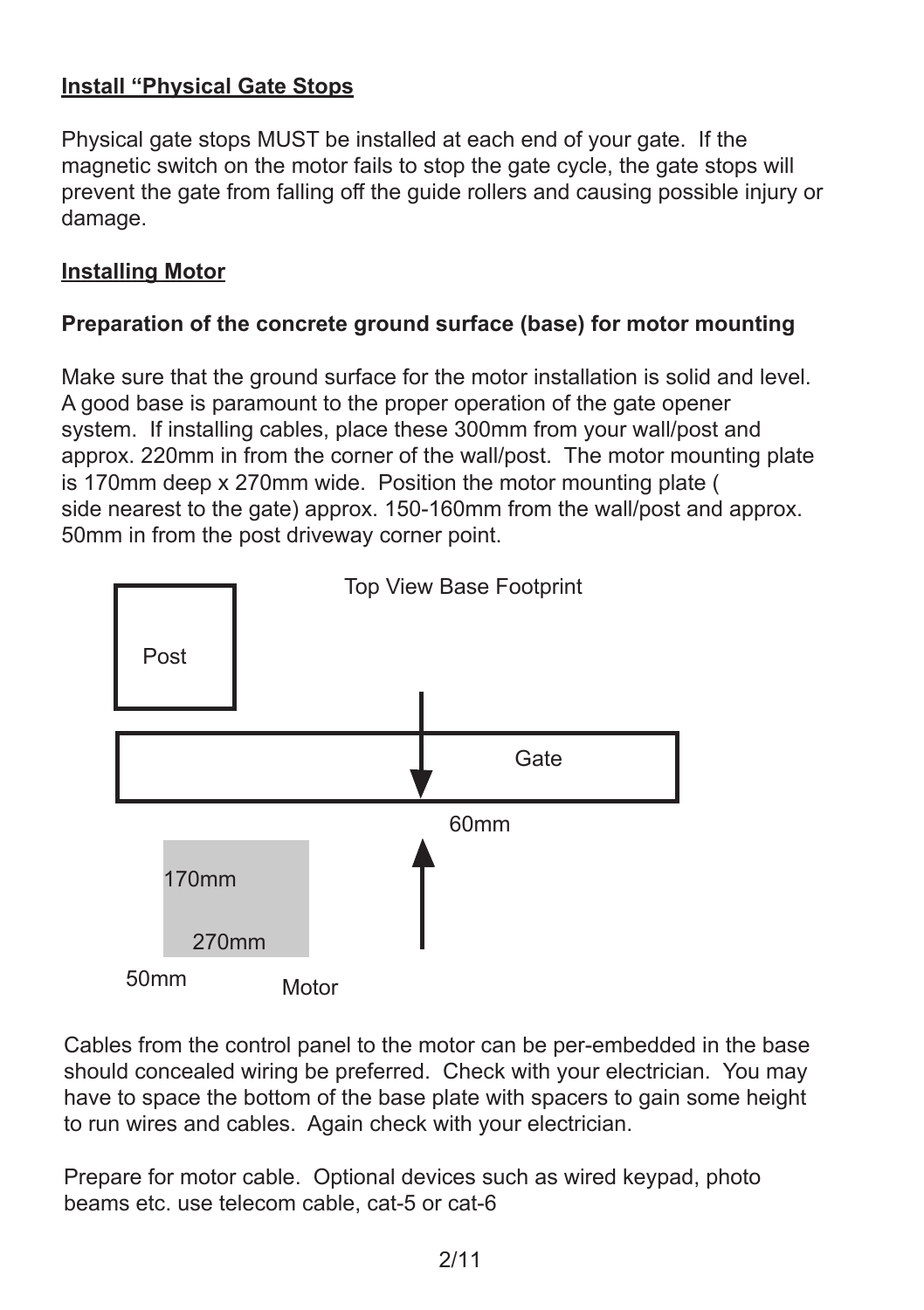**Install "Physical Gate Stops**

Physical gate stops MUST be installed at each end of your gate. If the magnetic switch on the motor fails to stop the gate cycle, the gate stops will prevent the gate from falling off the guide rollers and causing possible injury or damage.

**Installing Motor**

**Preparation of the concrete ground surface (base) for motor mounting**

Make sure that the ground surface for the motor installation is solid and level. A good base is paramount to the proper operation of the gate opener system. If installing cables, place these 300mm from your wall/post and approx. 220mm in from the corner of the wall/post. The motor mounting plate is 170mm deep x 270mm wide. Position the motor mounting plate ( side nearest to the gate) approx. 150-160mm from the wall/post and approx. 50mm in from the post driveway corner point.

Top View Base Footprint

Post

Gate

60mm

170mm

270mm

50mm

Motor

Cables from the control panel to the motor can be per-embedded in the base should concealed wiring be preferred. Check with your electrician. You may have to space the bottom of the base plate with spacers to gain some height to run wires and cables. Again check with your electrician.

Prepare for motor cable. Optional devices such as wired keypad, photo beams etc. use telecom cable, cat-5 or cat-6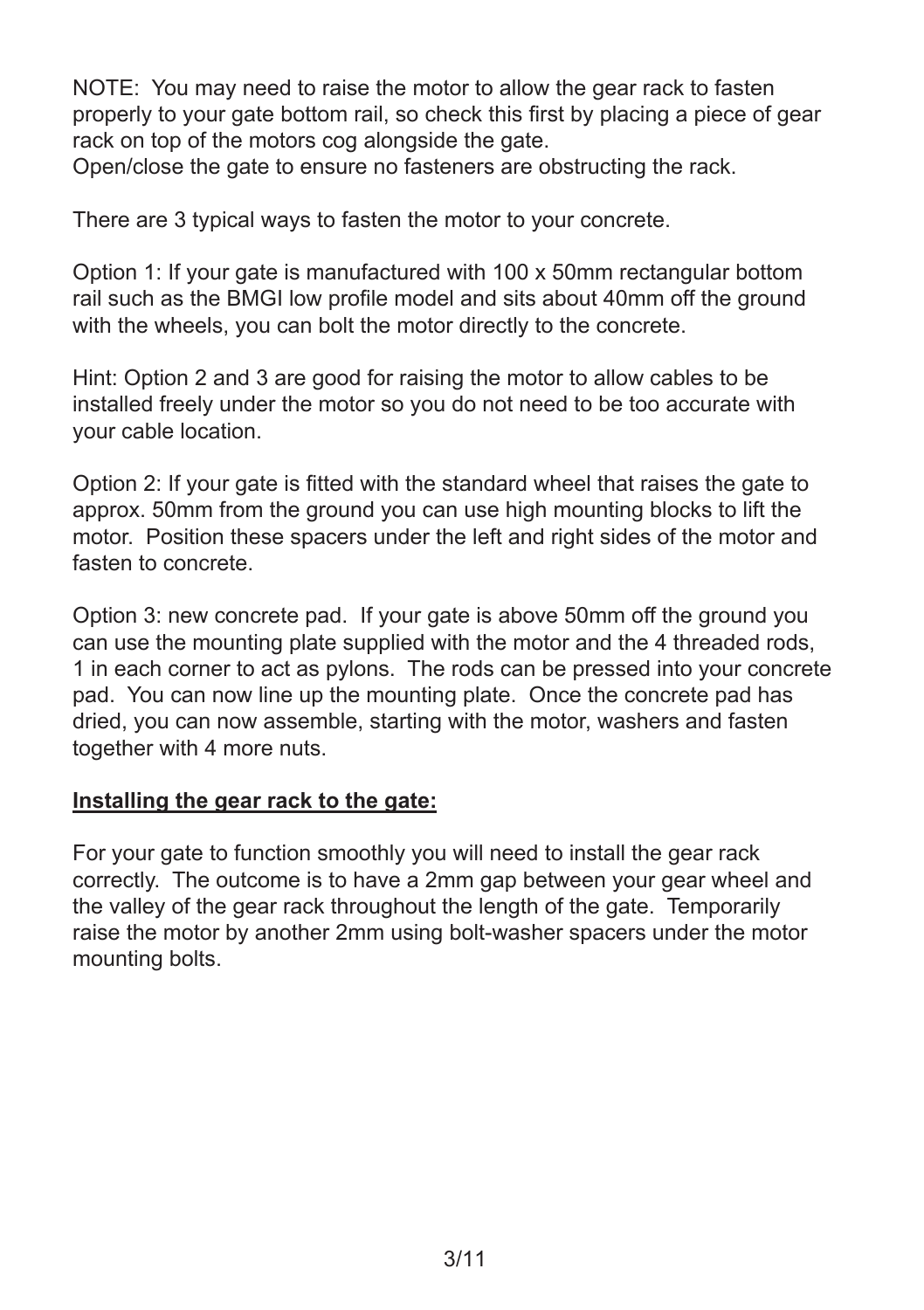NOTE: You may need to raise the motor to allow the gear rack to fasten properly to your gate bottom rail, so check this first by placing a piece of gear rack on top of the motors cog alongside the gate.
Open/close the gate to ensure no fasteners are obstructing the rack.

There are 3 typical ways to fasten the motor to your concrete.

Option 1: If your gate is manufactured with 100 x 50mm rectangular bottom rail such as the BMGI low profile model and sits about 40mm off the ground with the wheels, you can bolt the motor directly to the concrete.

Hint: Option 2 and 3 are good for raising the motor to allow cables to be installed freely under the motor so you do not need to be too accurate with your cable location.

Option 2: If your gate is fitted with the standard wheel that raises the gate to approx. 50mm from the ground you can use high mounting blocks to lift the motor. Position these spacers under the left and right sides of the motor and fasten to concrete.

Option 3: new concrete pad. If your gate is above 50mm off the ground you can use the mounting plate supplied with the motor and the 4 threaded rods, 1 in each corner to act as pylons. The rods can be pressed into your concrete pad. You can now line up the mounting plate. Once the concrete pad has dried, you can now assemble, starting with the motor, washers and fasten together with 4 more nuts.

**Installing the gear rack to the gate:**

For your gate to function smoothly you will need to install the gear rack correctly. The outcome is to have a 2mm gap between your gear wheel and the valley of the gear rack throughout the length of the gate. Temporarily raise the motor by another 2mm using bolt-washer spacers under the motor mounting bolts.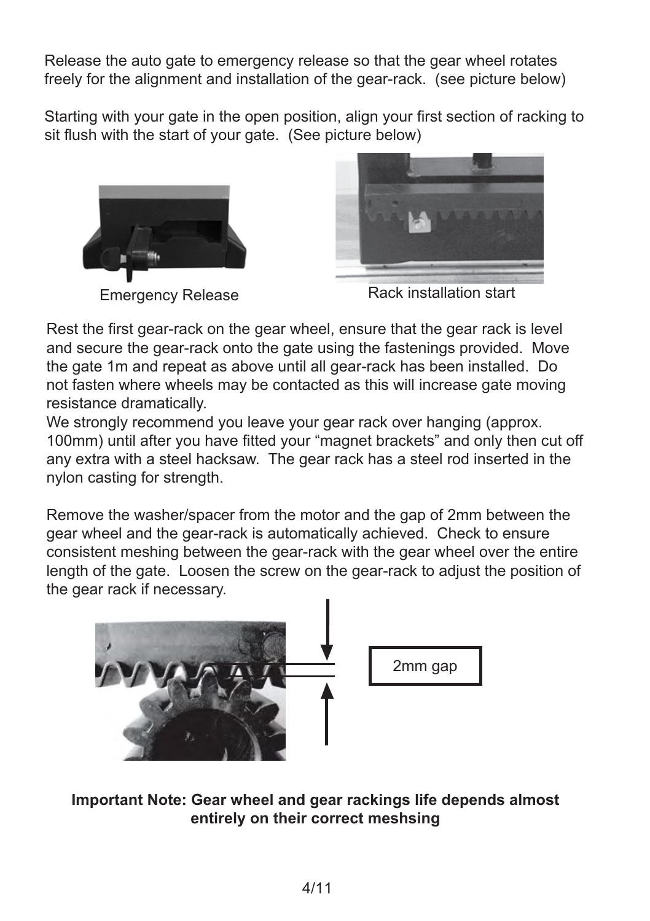Release the auto gate to emergency release so that the gear wheel rotates freely for the alignment and installation of the gear-rack. (see picture below)

Starting with your gate in the open position, align your first section of racking to sit flush with the start of your gate. (See picture below)

Emergency Release

Rack installation start

Rest the first gear-rack on the gear wheel, ensure that the gear rack is level and secure the gear-rack onto the gate using the fastenings provided. Move the gate 1m and repeat as above until all gear-rack has been installed. Do not fasten where wheels may be contacted as this will increase gate moving resistance dramatically.

We strongly recommend you leave your gear rack over hanging (approx. 100mm) until after you have fitted your "magnet brackets" and only then cut off any extra with a steel hacksaw. The gear rack has a steel rod inserted in the nylon casting for strength.

Remove the washer/spacer from the motor and the gap of 2mm between the gear wheel and the gear-rack is automatically achieved. Check to ensure consistent meshing between the gear-rack with the gear wheel over the entire length of the gate. Loosen the screw on the gear-rack to adjust the position of the gear rack if necessary.

2mm gap

**Important Note: Gear wheel and gear rackings life depends almost entirely on their correct meshsing**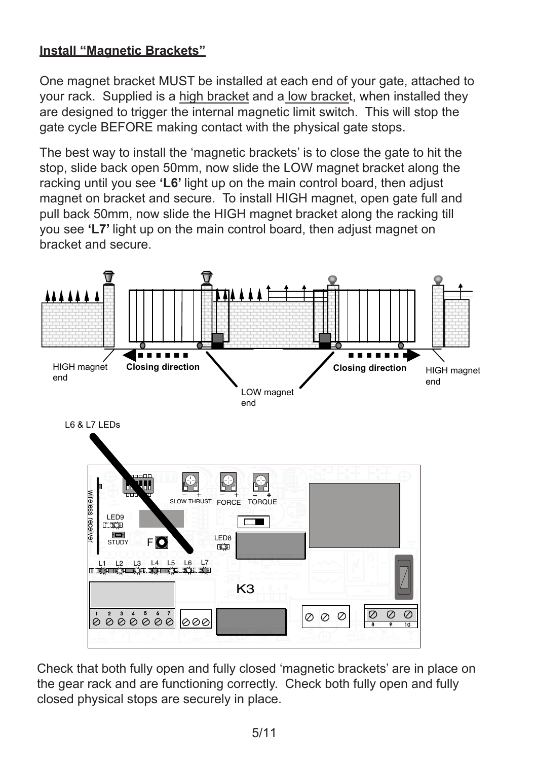## Install "Magnetic Brackets"

One magnet bracket MUST be installed at each end of your gate, attached to your rack. Supplied is a high bracket and a low bracket, when installed they are designed to trigger the internal magnetic limit switch. This will stop the gate cycle BEFORE making contact with the physical gate stops.

The best way to install the 'magnetic brackets' is to close the gate to hit the stop, slide back open 50mm, now slide the LOW magnet bracket along the racking until you see **'L6'** light up on the main control board, then adjust magnet on bracket and secure. To install HIGH magnet, open gate full and pull back 50mm, now slide the HIGH magnet bracket along the racking till you see **'L7'** light up on the main control board, then adjust magnet on bracket and secure.

HIGH magnet end | **Closing direction** | LOW magnet end | **Closing direction** | HIGH magnet end

L6 & L7 LEDs

Check that both fully open and fully closed 'magnetic brackets' are in place on the gear rack and are functioning correctly. Check both fully open and fully closed physical stops are securely in place.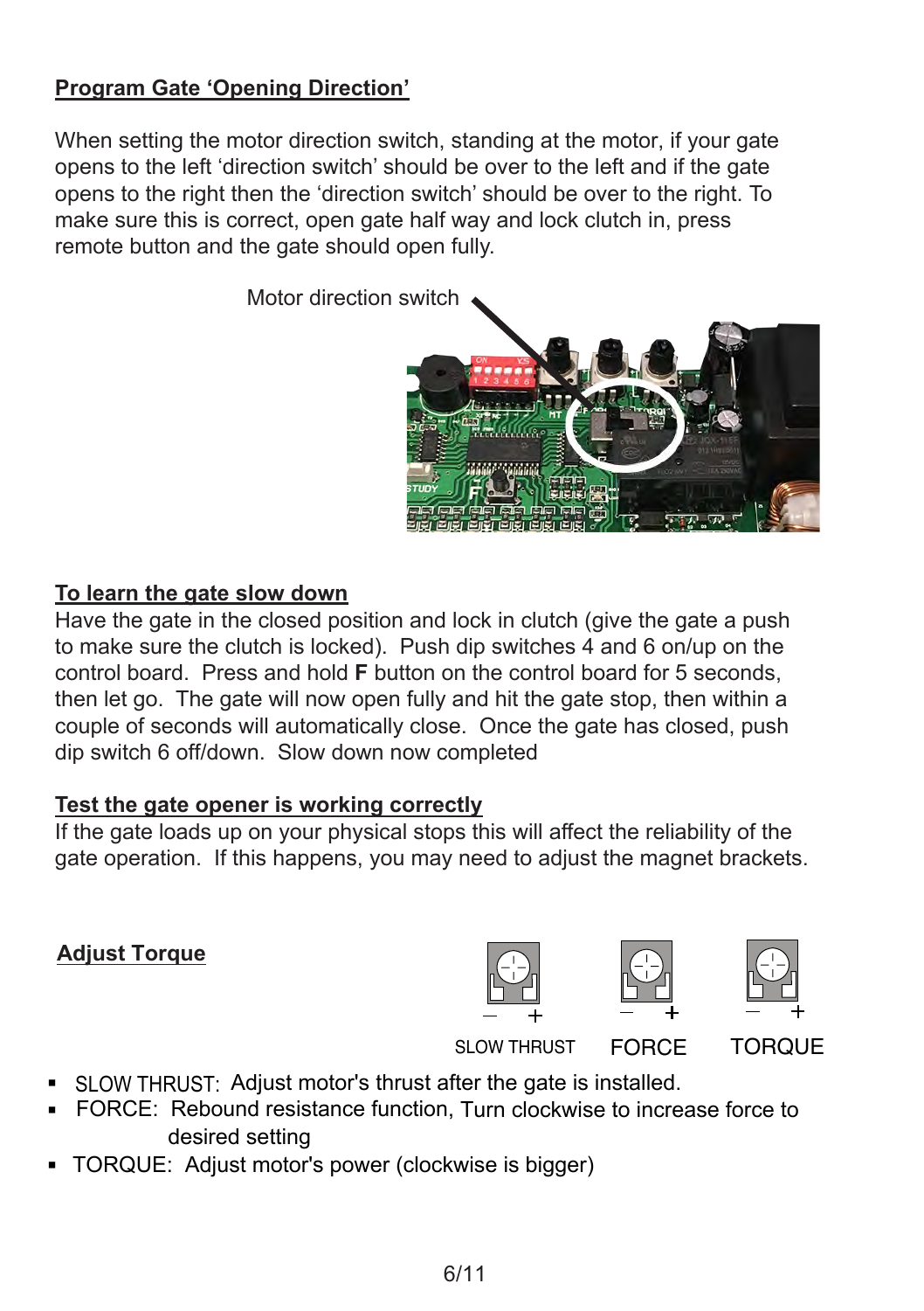## Program Gate 'Opening Direction'

When setting the motor direction switch, standing at the motor, if your gate opens to the left 'direction switch' should be over to the left and if the gate opens to the right then the 'direction switch' should be over to the right. To make sure this is correct, open gate half way and lock clutch in, press remote button and the gate should open fully.

Motor direction switch

## To learn the gate slow down

Have the gate in the closed position and lock in clutch (give the gate a push to make sure the clutch is locked). Push dip switches 4 and 6 on/up on the control board. Press and hold **F** button on the control board for 5 seconds, then let go. The gate will now open fully and hit the gate stop, then within a couple of seconds will automatically close. Once the gate has closed, push dip switch 6 off/down. Slow down now completed

## Test the gate opener is working correctly

If the gate loads up on your physical stops this will affect the reliability of the gate operation. If this happens, you may need to adjust the magnet brackets.

## Adjust Torque

SLOW THRUST (– +) FORCE (– +) TORQUE (– +)

- SLOW THRUST: Adjust motor's thrust after the gate is installed.
- FORCE: Rebound resistance function, Turn clockwise to increase force to desired setting
- TORQUE: Adjust motor's power (clockwise is bigger)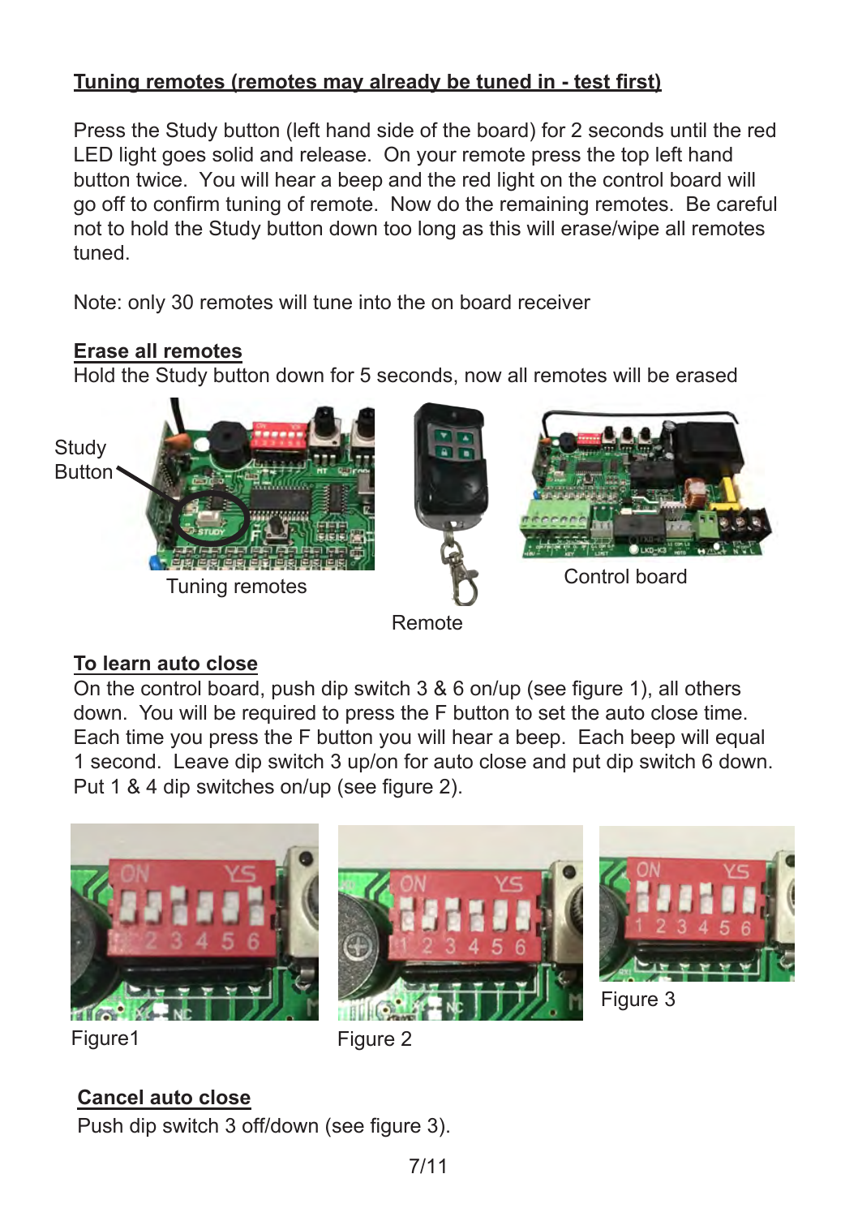## Tuning remotes (remotes may already be tuned in - test first)

Press the Study button (left hand side of the board) for 2 seconds until the red LED light goes solid and release. On your remote press the top left hand button twice. You will hear a beep and the red light on the control board will go off to confirm tuning of remote. Now do the remaining remotes. Be careful not to hold the Study button down too long as this will erase/wipe all remotes tuned.

Note: only 30 remotes will tune into the on board receiver

## Erase all remotes

Hold the Study button down for 5 seconds, now all remotes will be erased

Study Button

Tuning remotes

Remote

Control board

## To learn auto close

On the control board, push dip switch 3 & 6 on/up (see figure 1), all others down. You will be required to press the F button to set the auto close time. Each time you press the F button you will hear a beep. Each beep will equal 1 second. Leave dip switch 3 up/on for auto close and put dip switch 6 down. Put 1 & 4 dip switches on/up (see figure 2).

Figure1

Figure 2

Figure 3

## Cancel auto close

Push dip switch 3 off/down (see figure 3).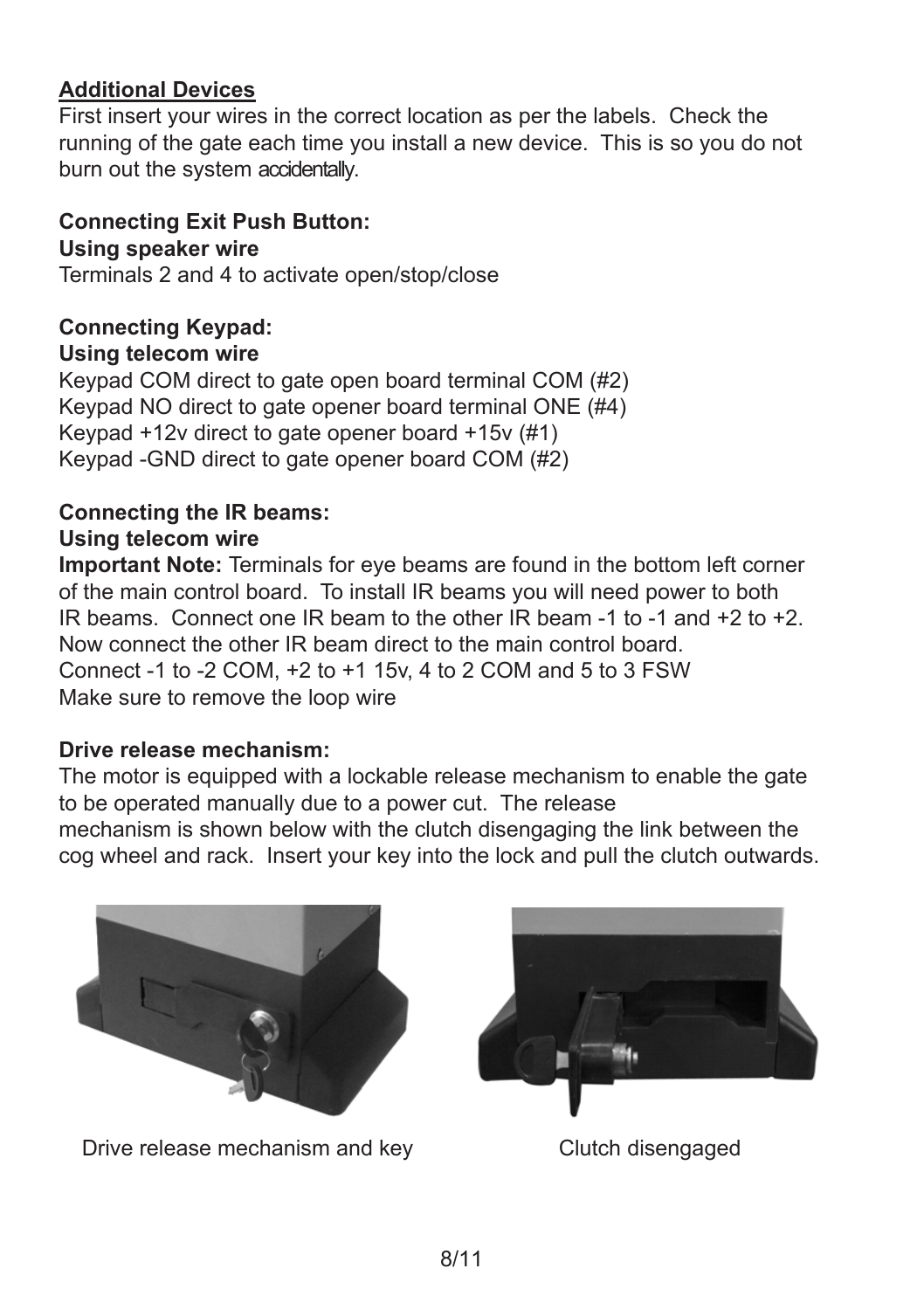## Additional Devices

First insert your wires in the correct location as per the labels. Check the running of the gate each time you install a new device. This is so you do not burn out the system accidentally.

**Connecting Exit Push Button:**
**Using speaker wire**
Terminals 2 and 4 to activate open/stop/close

**Connecting Keypad:**
**Using telecom wire**
Keypad COM direct to gate open board terminal COM (#2)
Keypad NO direct to gate opener board terminal ONE (#4)
Keypad +12v direct to gate opener board +15v (#1)
Keypad -GND direct to gate opener board COM (#2)

**Connecting the IR beams:**
**Using telecom wire**
**Important Note:** Terminals for eye beams are found in the bottom left corner of the main control board. To install IR beams you will need power to both IR beams. Connect one IR beam to the other IR beam -1 to -1 and +2 to +2. Now connect the other IR beam direct to the main control board.
Connect -1 to -2 COM, +2 to +1 15v, 4 to 2 COM and 5 to 3 FSW
Make sure to remove the loop wire

**Drive release mechanism:**
The motor is equipped with a lockable release mechanism to enable the gate to be operated manually due to a power cut. The release mechanism is shown below with the clutch disengaging the link between the cog wheel and rack. Insert your key into the lock and pull the clutch outwards.

Drive release mechanism and key

Clutch disengaged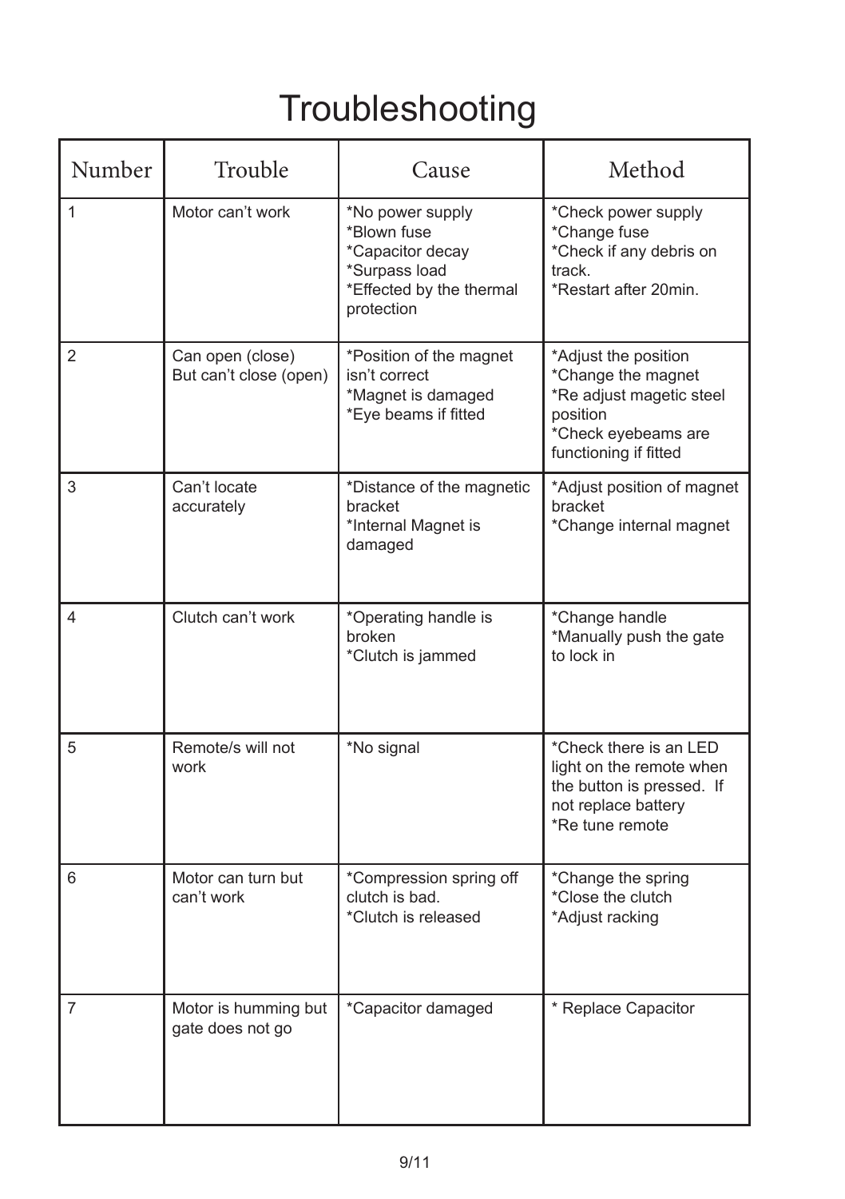# Troubleshooting

| Number | Trouble | Cause | Method |
|---|---|---|---|
| 1 | Motor can't work | *No power supply<br>*Blown fuse<br>*Capacitor decay<br>*Surpass load<br>*Effected by the thermal protection | *Check power supply<br>*Change fuse<br>*Check if any debris on track.<br>*Restart after 20min. |
| 2 | Can open (close) But can't close (open) | *Position of the magnet isn't correct<br>*Magnet is damaged<br>*Eye beams if fitted | *Adjust the position<br>*Change the magnet<br>*Re adjust magetic steel position<br>*Check eyebeams are functioning if fitted |
| 3 | Can't locate accurately | *Distance of the magnetic bracket<br>*Internal Magnet is damaged | *Adjust position of magnet bracket<br>*Change internal magnet |
| 4 | Clutch can't work | *Operating handle is broken<br>*Clutch is jammed | *Change handle<br>*Manually push the gate to lock in |
| 5 | Remote/s will not work | *No signal | *Check there is an LED light on the remote when the button is pressed. If not replace battery<br>*Re tune remote |
| 6 | Motor can turn but can't work | *Compression spring off clutch is bad.<br>*Clutch is released | *Change the spring<br>*Close the clutch<br>*Adjust racking |
| 7 | Motor is humming but gate does not go | *Capacitor damaged | * Replace Capacitor |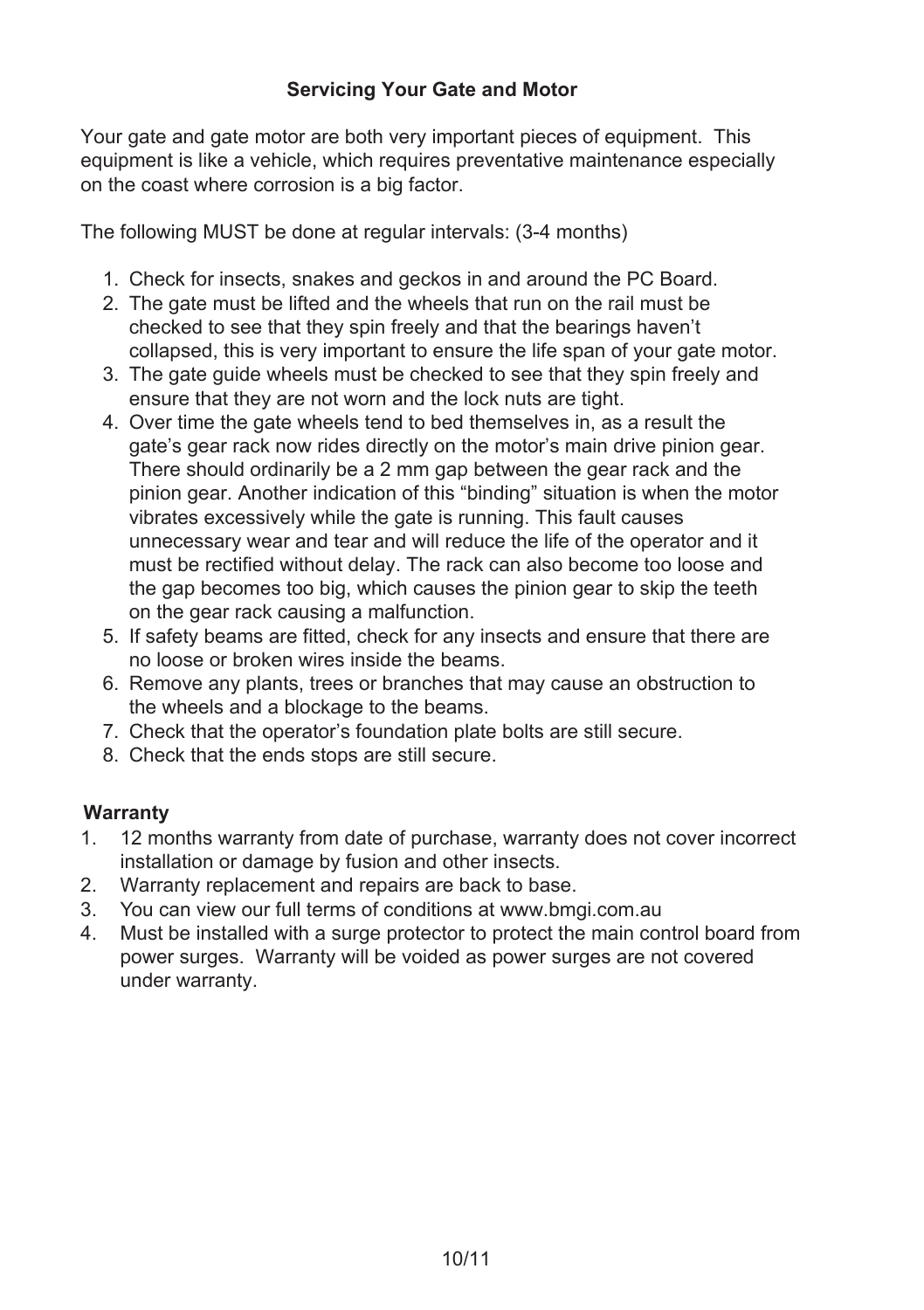## Servicing Your Gate and Motor

Your gate and gate motor are both very important pieces of equipment. This equipment is like a vehicle, which requires preventative maintenance especially on the coast where corrosion is a big factor.

The following MUST be done at regular intervals: (3-4 months)

1. Check for insects, snakes and geckos in and around the PC Board.
2. The gate must be lifted and the wheels that run on the rail must be checked to see that they spin freely and that the bearings haven't collapsed, this is very important to ensure the life span of your gate motor.
3. The gate guide wheels must be checked to see that they spin freely and ensure that they are not worn and the lock nuts are tight.
4. Over time the gate wheels tend to bed themselves in, as a result the gate's gear rack now rides directly on the motor's main drive pinion gear. There should ordinarily be a 2 mm gap between the gear rack and the pinion gear. Another indication of this "binding" situation is when the motor vibrates excessively while the gate is running. This fault causes unnecessary wear and tear and will reduce the life of the operator and it must be rectified without delay. The rack can also become too loose and the gap becomes too big, which causes the pinion gear to skip the teeth on the gear rack causing a malfunction.
5. If safety beams are fitted, check for any insects and ensure that there are no loose or broken wires inside the beams.
6. Remove any plants, trees or branches that may cause an obstruction to the wheels and a blockage to the beams.
7. Check that the operator's foundation plate bolts are still secure.
8. Check that the ends stops are still secure.

## Warranty

1. 12 months warranty from date of purchase, warranty does not cover incorrect installation or damage by fusion and other insects.
2. Warranty replacement and repairs are back to base.
3. You can view our full terms of conditions at www.bmgi.com.au
4. Must be installed with a surge protector to protect the main control board from power surges. Warranty will be voided as power surges are not covered under warranty.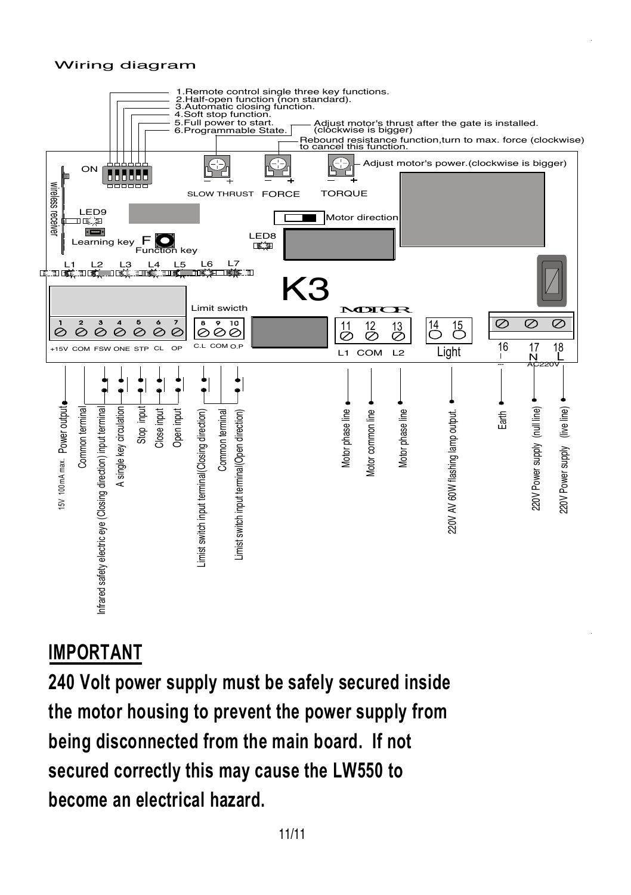Wiring diagram

1.Remote control single three key functions.
2.Half-open function (non standard).
3.Automatic closing function.
4.Soft stop function.
5.Full power to start.
6.Programmable State.

Adjust motor's thrust after the gate is installed. (clockwise is bigger)

Rebound resistance function,turn to max. force (clockwise) to cancel this function.

Adjust motor's power.(clockwise is bigger)

ON

SLOW THRUST FORCE TORQUE

wireless receiver

LED9

Motor direction

Learning key F

Function key

LED8

L1 L2 L3 L4 L5 L6 L7

K3

Limit swicth

MOTOR

1 2 3 4 5 6 7

+15V COM FSW ONE STP CL OP

8 9 10

C.L COM O.P

11 12 13

L1 COM L2

14 15

Light

16 17 18

N L

AC220V

15V 100mA max. Power output

Common terminal

Infrared safety electric eye (Closing direction) input terminal

A single key circulation

Stop input

Close input

Open input

Limit switch input terminal(Closing direction)

Common terminal

Limist switch input terminal(Open direction)

Motor phase line

Motor common line

Motor phase line

220V AV 60W flashing lamp output.

Earth

220V Power supply (null line)

220V Power supply (live line)

## IMPORTANT

**240 Volt power supply must be safely secured inside the motor housing to prevent the power supply from being disconnected from the main board. If not secured correctly this may cause the LW550 to become an electrical hazard.**